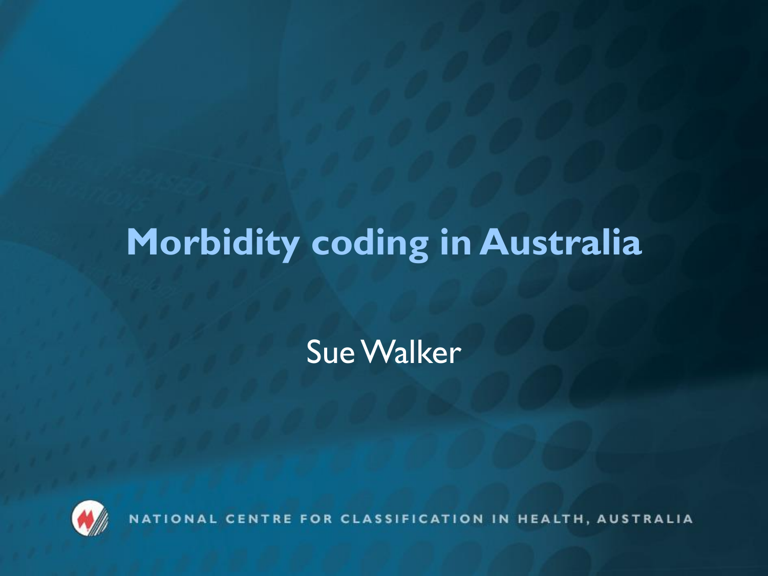# Morbidity coding in Australia

Sue Walker

NATIONAL CENTRE FOR CLASSIFICATION IN HEALTH, AUSTRALIA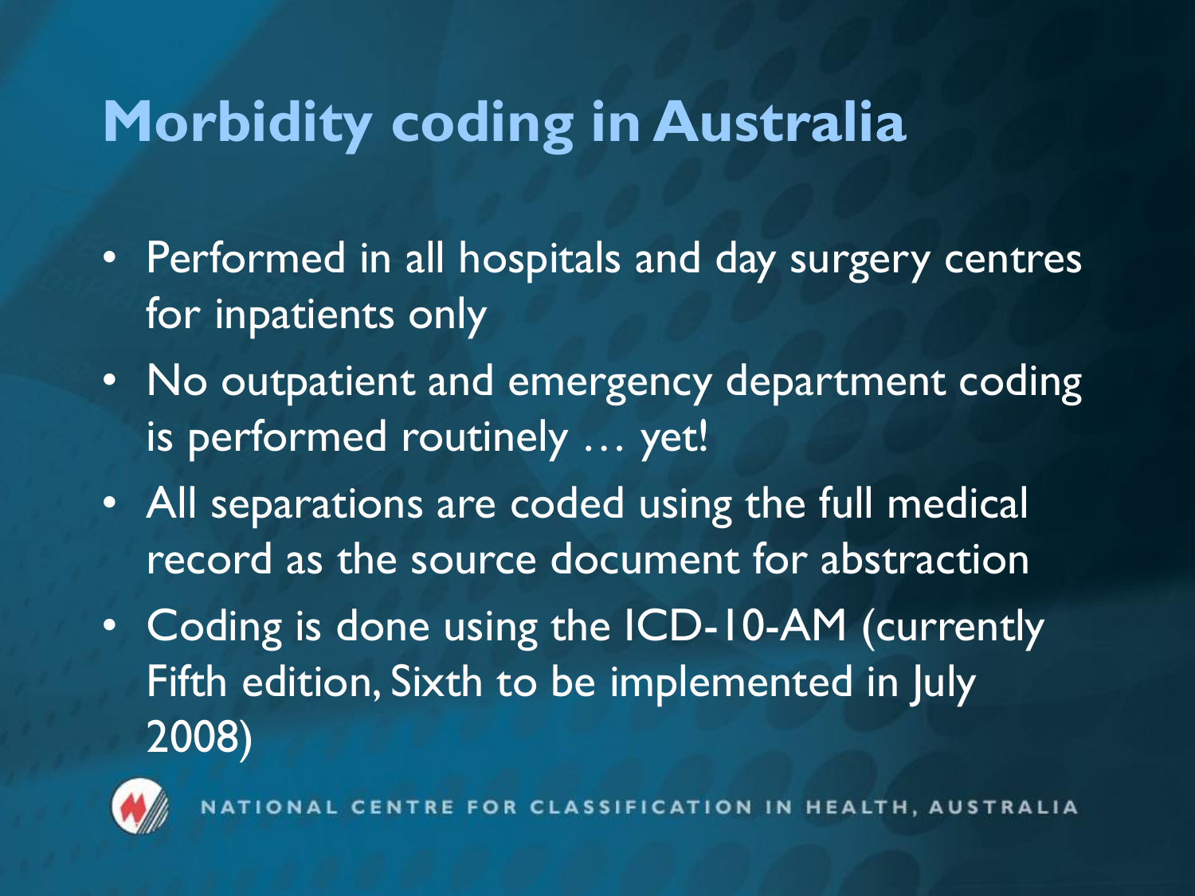# Morbidity coding in Australia

- Performed in all hospitals and day surgery centres for inpatients only
- No outpatient and emergency department coding is performed routinely … yet!
- All separations are coded using the full medical record as the source document for abstraction
- Coding is done using the ICD-10-AM (currently Fifth edition, Sixth to be implemented in July 2008)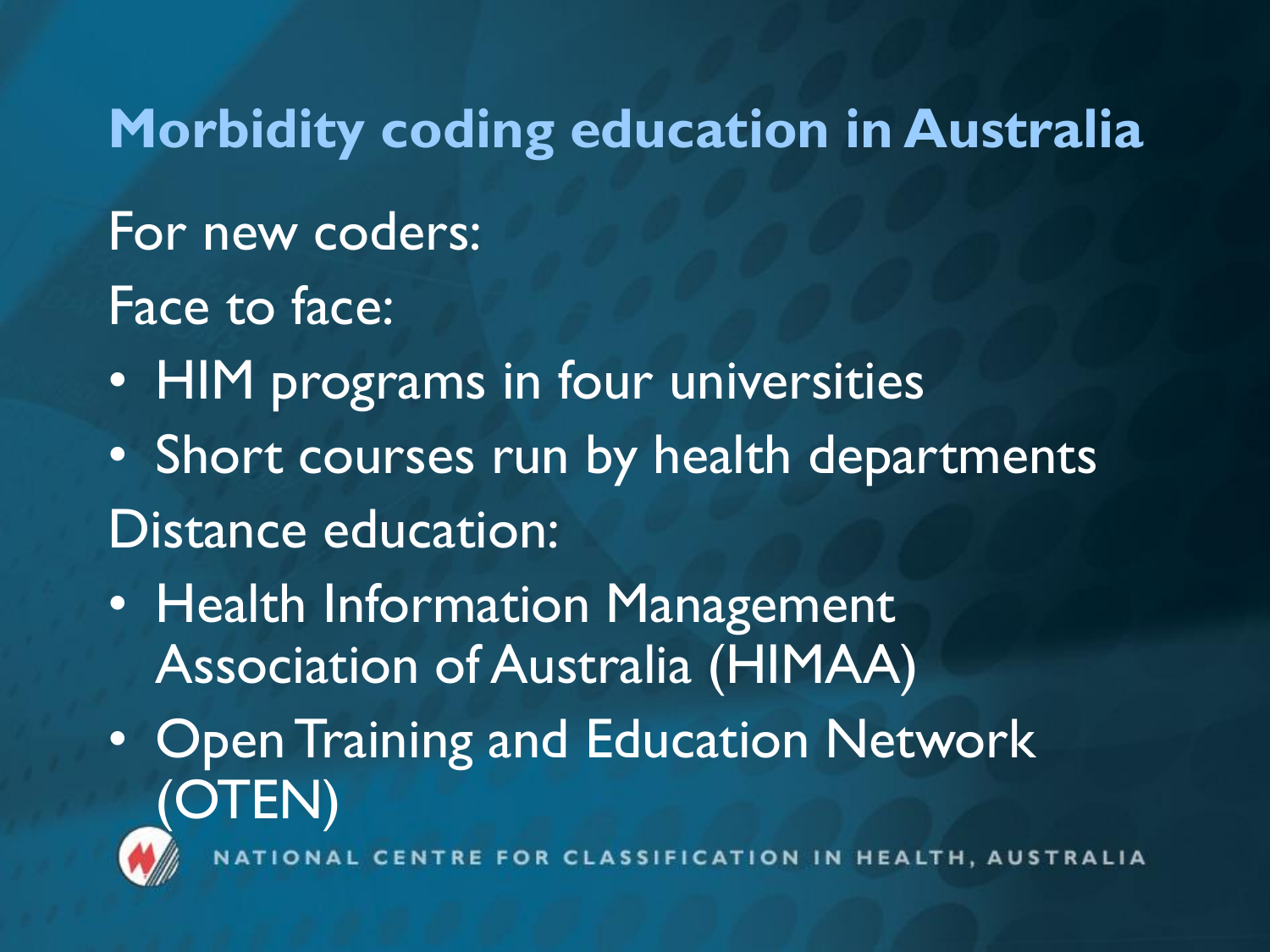# Morbidity coding education in Australia

For new coders:

Face to face:

- HIM programs in four universities
- Short courses run by health departments

Distance education:

- Health Information Management Association of Australia (HIMAA)
- Open Training and Education Network (OTEN)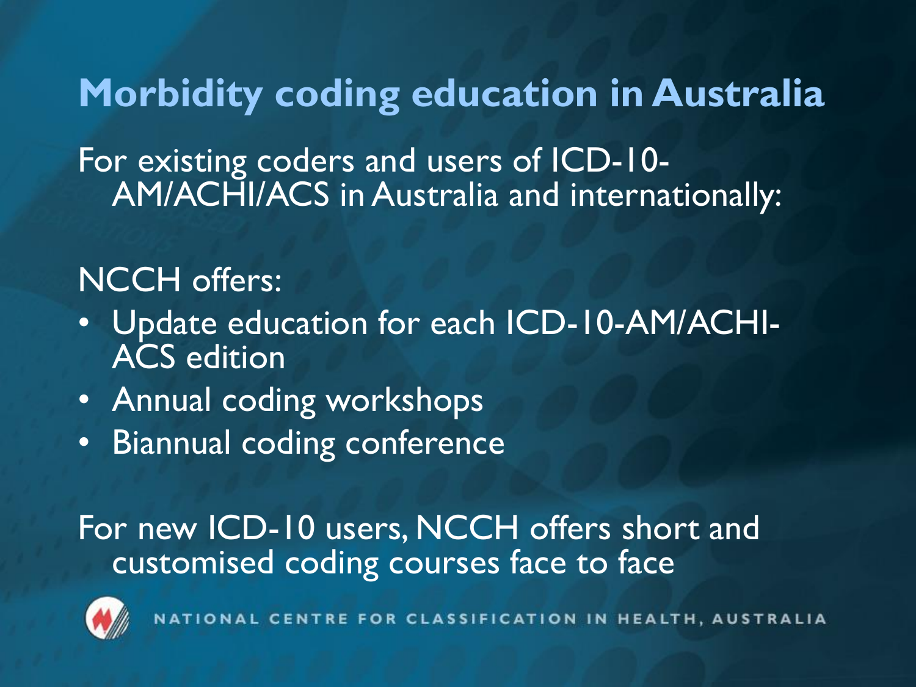# Morbidity coding education in Australia

For existing coders and users of ICD-10-AM/ACHI/ACS in Australia and internationally:

NCCH offers:

- Update education for each ICD-10-AM/ACHI-ACS edition
- Annual coding workshops
- Biannual coding conference

For new ICD-10 users, NCCH offers short and customised coding courses face to face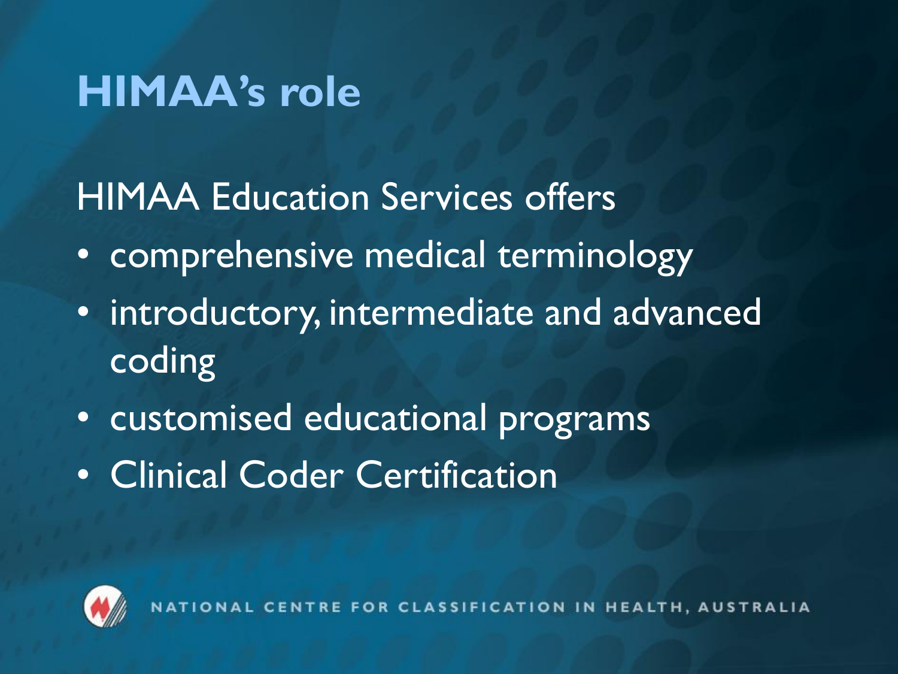# HIMAA's role

HIMAA Education Services offers

- comprehensive medical terminology
- introductory, intermediate and advanced coding
- customised educational programs
- Clinical Coder Certification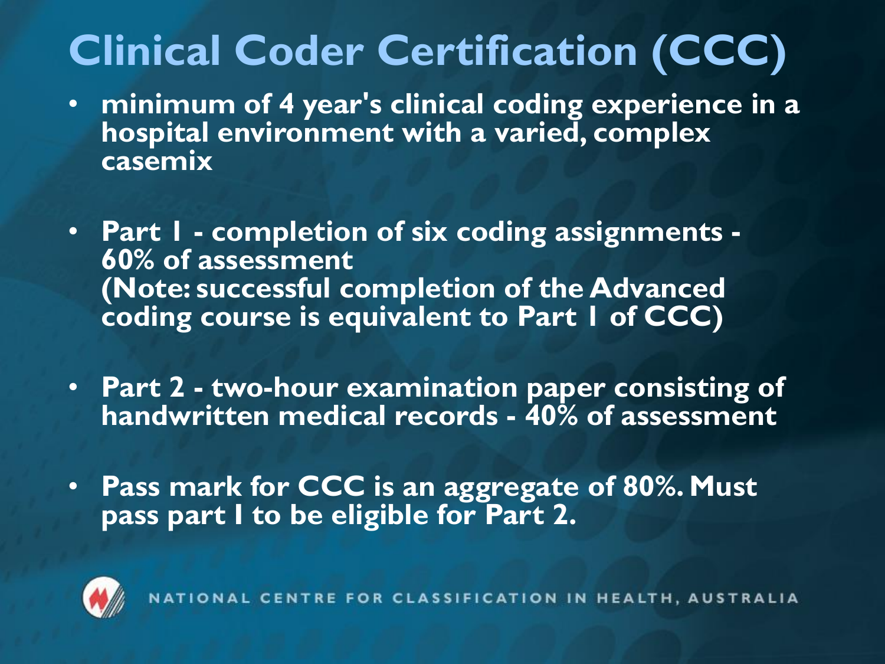# Clinical Coder Certification (CCC)

- **minimum of 4 year's clinical coding experience in a hospital environment with a varied, complex casemix**
- **Part 1 - completion of six coding assignments - 60% of assessment**
  **(Note: successful completion of the Advanced coding course is equivalent to Part 1 of CCC)**
- **Part 2 - two-hour examination paper consisting of handwritten medical records - 40% of assessment**
- **Pass mark for CCC is an aggregate of 80%. Must pass part 1 to be eligible for Part 2.**

NATIONAL CENTRE FOR CLASSIFICATION IN HEALTH, AUSTRALIA